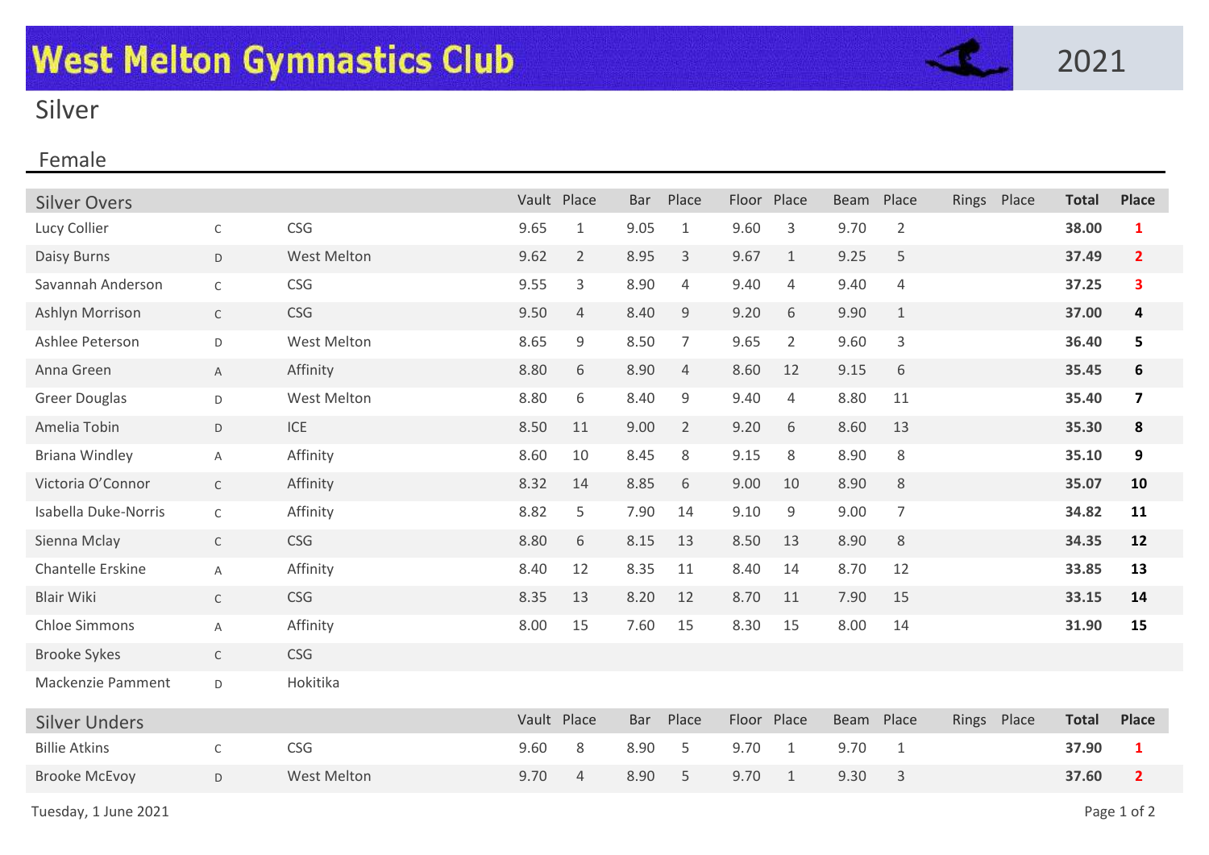# West Melton Gymnastics Club

2021

## Silver

### Female

| Silver Overs | | | Vault | Place | Bar | Place | Floor | Place | Beam | Place | Rings | Place | Total | Place |
|---|---|---|---|---|---|---|---|---|---|---|---|---|---|---|
| Lucy Collier | C | CSG | 9.65 | 1 | 9.05 | 1 | 9.60 | 3 | 9.70 | 2 | | | **38.00** | **1** |
| Daisy Burns | D | West Melton | 9.62 | 2 | 8.95 | 3 | 9.67 | 1 | 9.25 | 5 | | | **37.49** | **2** |
| Savannah Anderson | C | CSG | 9.55 | 3 | 8.90 | 4 | 9.40 | 4 | 9.40 | 4 | | | **37.25** | **3** |
| Ashlyn Morrison | C | CSG | 9.50 | 4 | 8.40 | 9 | 9.20 | 6 | 9.90 | 1 | | | **37.00** | **4** |
| Ashlee Peterson | D | West Melton | 8.65 | 9 | 8.50 | 7 | 9.65 | 2 | 9.60 | 3 | | | **36.40** | **5** |
| Anna Green | A | Affinity | 8.80 | 6 | 8.90 | 4 | 8.60 | 12 | 9.15 | 6 | | | **35.45** | **6** |
| Greer Douglas | D | West Melton | 8.80 | 6 | 8.40 | 9 | 9.40 | 4 | 8.80 | 11 | | | **35.40** | **7** |
| Amelia Tobin | D | ICE | 8.50 | 11 | 9.00 | 2 | 9.20 | 6 | 8.60 | 13 | | | **35.30** | **8** |
| Briana Windley | A | Affinity | 8.60 | 10 | 8.45 | 8 | 9.15 | 8 | 8.90 | 8 | | | **35.10** | **9** |
| Victoria O'Connor | C | Affinity | 8.32 | 14 | 8.85 | 6 | 9.00 | 10 | 8.90 | 8 | | | **35.07** | **10** |
| Isabella Duke-Norris | C | Affinity | 8.82 | 5 | 7.90 | 14 | 9.10 | 9 | 9.00 | 7 | | | **34.82** | **11** |
| Sienna Mclay | C | CSG | 8.80 | 6 | 8.15 | 13 | 8.50 | 13 | 8.90 | 8 | | | **34.35** | **12** |
| Chantelle Erskine | A | Affinity | 8.40 | 12 | 8.35 | 11 | 8.40 | 14 | 8.70 | 12 | | | **33.85** | **13** |
| Blair Wiki | C | CSG | 8.35 | 13 | 8.20 | 12 | 8.70 | 11 | 7.90 | 15 | | | **33.15** | **14** |
| Chloe Simmons | A | Affinity | 8.00 | 15 | 7.60 | 15 | 8.30 | 15 | 8.00 | 14 | | | **31.90** | **15** |
| Brooke Sykes | C | CSG | | | | | | | | | | | | |
| Mackenzie Pamment | D | Hokitika | | | | | | | | | | | | |

| Silver Unders | | | Vault | Place | Bar | Place | Floor | Place | Beam | Place | Rings | Place | Total | Place |
|---|---|---|---|---|---|---|---|---|---|---|---|---|---|---|
| Billie Atkins | C | CSG | 9.60 | 8 | 8.90 | 5 | 9.70 | 1 | 9.70 | 1 | | | **37.90** | **1** |
| Brooke McEvoy | D | West Melton | 9.70 | 4 | 8.90 | 5 | 9.70 | 1 | 9.30 | 3 | | | **37.60** | **2** |

Tuesday, 1 June 2021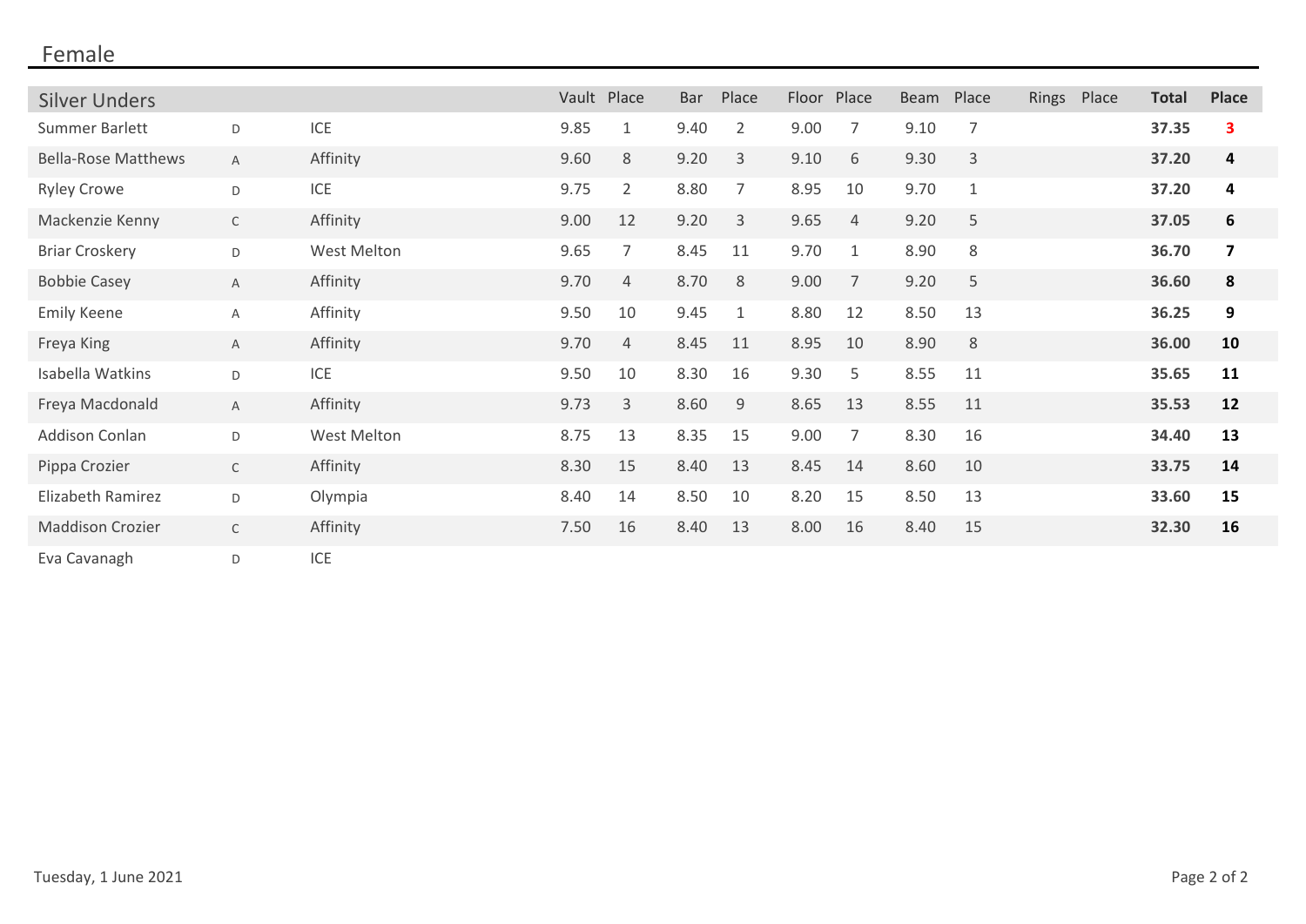## Female

| Silver Unders | | | Vault | Place | Bar | Place | Floor | Place | Beam | Place | Rings | Place | **Total** | **Place** |
|---|---|---|---|---|---|---|---|---|---|---|---|---|---|---|
| Summer Barlett | D | ICE | 9.85 | 1 | 9.40 | 2 | 9.00 | 7 | 9.10 | 7 | | | **37.35** | **3** |
| Bella-Rose Matthews | A | Affinity | 9.60 | 8 | 9.20 | 3 | 9.10 | 6 | 9.30 | 3 | | | **37.20** | **4** |
| Ryley Crowe | D | ICE | 9.75 | 2 | 8.80 | 7 | 8.95 | 10 | 9.70 | 1 | | | **37.20** | **4** |
| Mackenzie Kenny | C | Affinity | 9.00 | 12 | 9.20 | 3 | 9.65 | 4 | 9.20 | 5 | | | **37.05** | **6** |
| Briar Croskery | D | West Melton | 9.65 | 7 | 8.45 | 11 | 9.70 | 1 | 8.90 | 8 | | | **36.70** | **7** |
| Bobbie Casey | A | Affinity | 9.70 | 4 | 8.70 | 8 | 9.00 | 7 | 9.20 | 5 | | | **36.60** | **8** |
| Emily Keene | A | Affinity | 9.50 | 10 | 9.45 | 1 | 8.80 | 12 | 8.50 | 13 | | | **36.25** | **9** |
| Freya King | A | Affinity | 9.70 | 4 | 8.45 | 11 | 8.95 | 10 | 8.90 | 8 | | | **36.00** | **10** |
| Isabella Watkins | D | ICE | 9.50 | 10 | 8.30 | 16 | 9.30 | 5 | 8.55 | 11 | | | **35.65** | **11** |
| Freya Macdonald | A | Affinity | 9.73 | 3 | 8.60 | 9 | 8.65 | 13 | 8.55 | 11 | | | **35.53** | **12** |
| Addison Conlan | D | West Melton | 8.75 | 13 | 8.35 | 15 | 9.00 | 7 | 8.30 | 16 | | | **34.40** | **13** |
| Pippa Crozier | C | Affinity | 8.30 | 15 | 8.40 | 13 | 8.45 | 14 | 8.60 | 10 | | | **33.75** | **14** |
| Elizabeth Ramirez | D | Olympia | 8.40 | 14 | 8.50 | 10 | 8.20 | 15 | 8.50 | 13 | | | **33.60** | **15** |
| Maddison Crozier | C | Affinity | 7.50 | 16 | 8.40 | 13 | 8.00 | 16 | 8.40 | 15 | | | **32.30** | **16** |
| Eva Cavanagh | D | ICE | | | | | | | | | | | | |

Tuesday, 1 June 2021